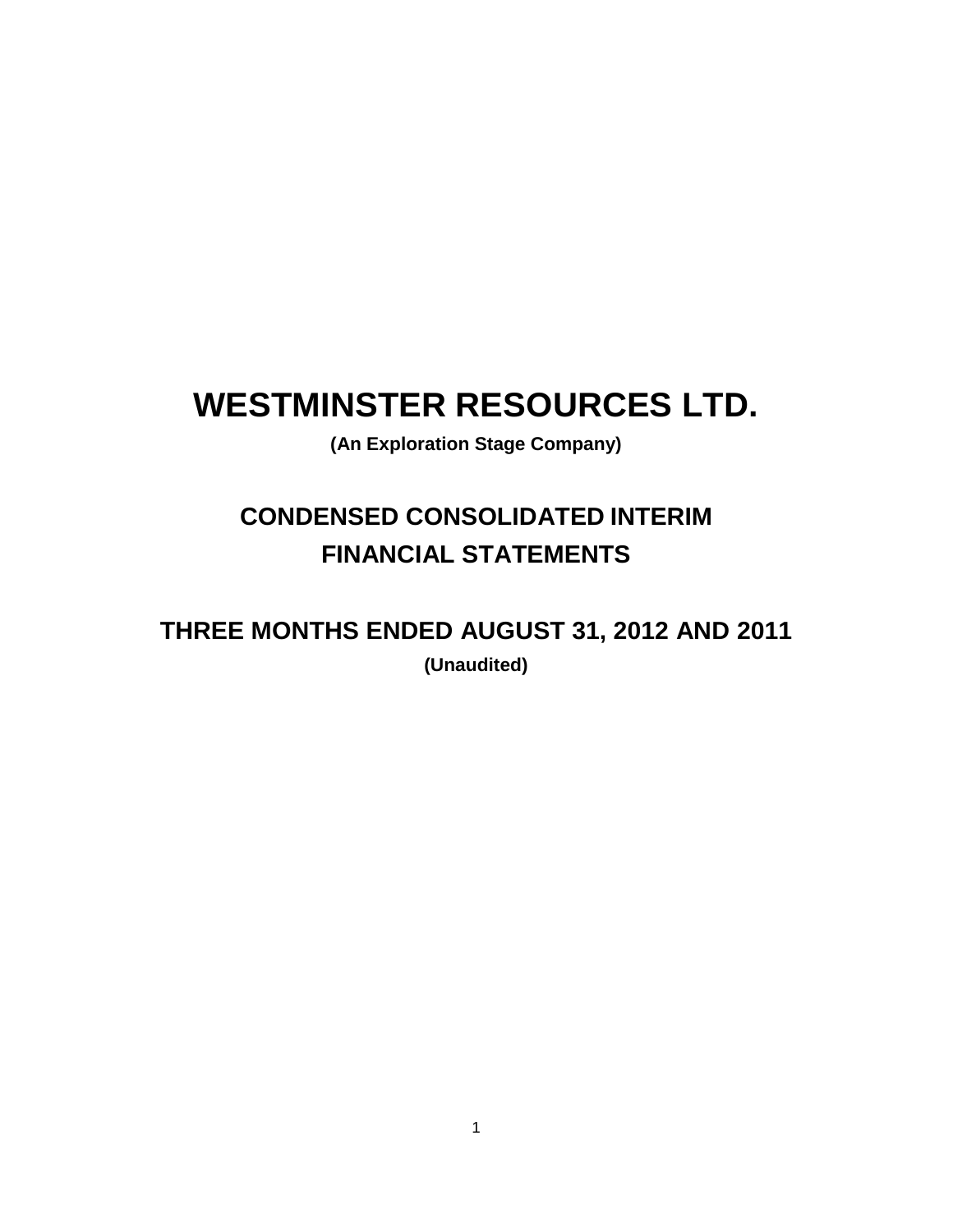# WESTMINSTER RESOURCES LTD.

**(An Exploration Stage Company)**

## CONDENSED CONSOLIDATED INTERIM FINANCIAL STATEMENTS

## THREE MONTHS ENDED AUGUST 31, 2012 AND 2011

**(Unaudited)**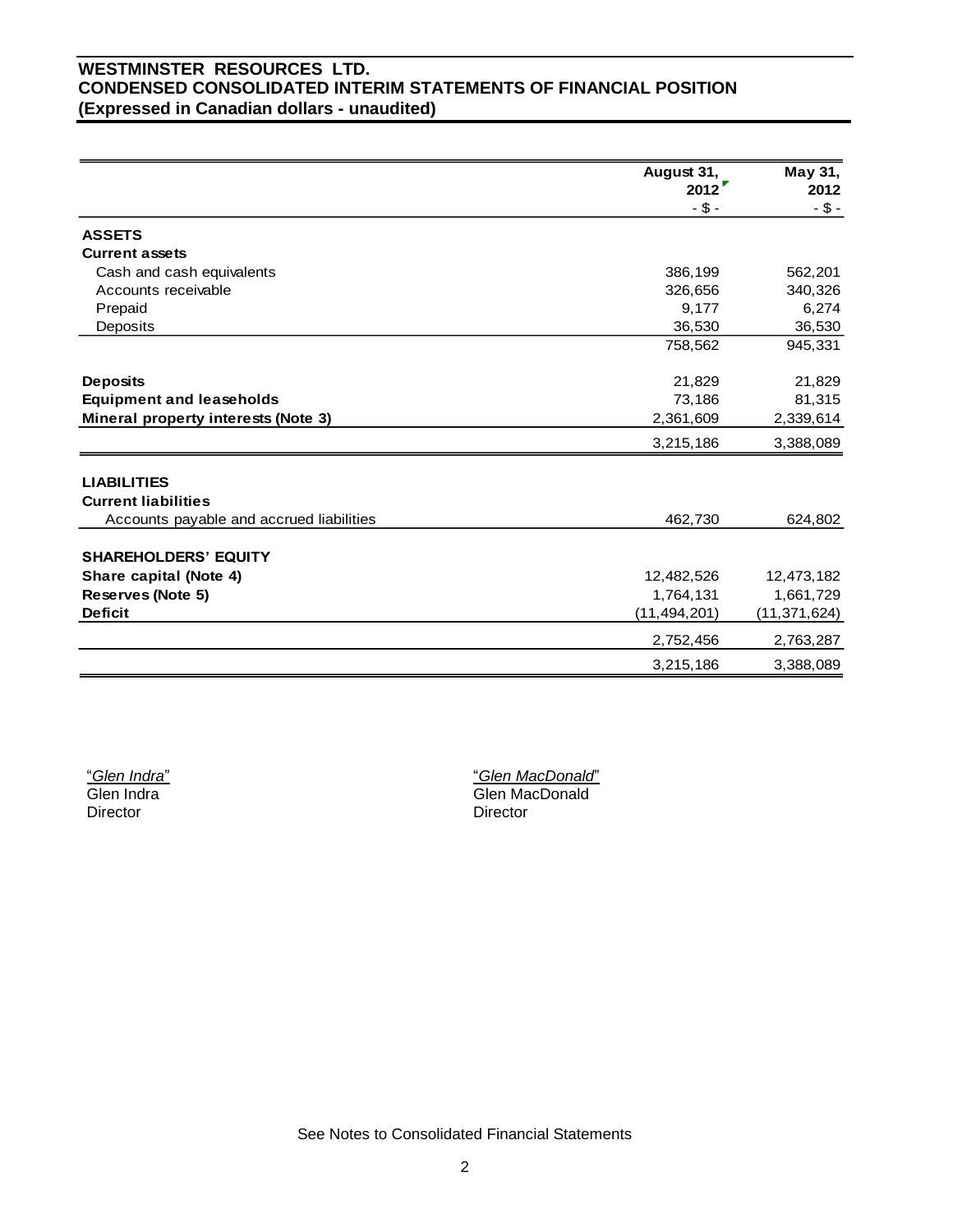# WESTMINSTER RESOURCES LTD.
## CONDENSED CONSOLIDATED INTERIM STATEMENTS OF FINANCIAL POSITION
### (Expressed in Canadian dollars - unaudited)

| | August 31, 2012 | May 31, 2012 |
|---|---|---|
| | - $ - | - $ - |
| **ASSETS** | | |
| **Current assets** | | |
| Cash and cash equivalents | 386,199 | 562,201 |
| Accounts receivable | 326,656 | 340,326 |
| Prepaid | 9,177 | 6,274 |
| Deposits | 36,530 | 36,530 |
| | 758,562 | 945,331 |
| **Deposits** | 21,829 | 21,829 |
| **Equipment and leaseholds** | 73,186 | 81,315 |
| **Mineral property interests (Note 3)** | 2,361,609 | 2,339,614 |
| | 3,215,186 | 3,388,089 |
| **LIABILITIES** | | |
| **Current liabilities** | | |
| Accounts payable and accrued liabilities | 462,730 | 624,802 |
| **SHAREHOLDERS' EQUITY** | | |
| **Share capital (Note 4)** | 12,482,526 | 12,473,182 |
| **Reserves (Note 5)** | 1,764,131 | 1,661,729 |
| **Deficit** | (11,494,201) | (11,371,624) |
| | 2,752,456 | 2,763,287 |
| | 3,215,186 | 3,388,089 |

"*Glen Indra*"
Glen Indra
Director

"*Glen MacDonald*"
Glen MacDonald
Director

See Notes to Consolidated Financial Statements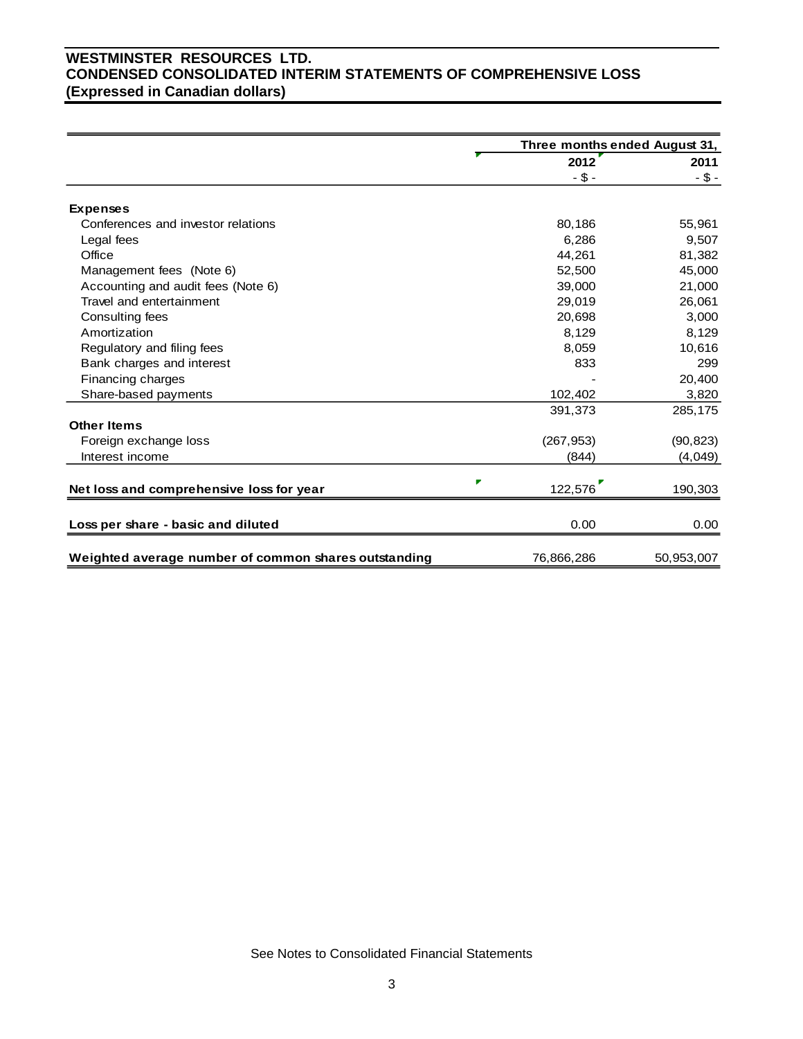# WESTMINSTER RESOURCES LTD.
## CONDENSED CONSOLIDATED INTERIM STATEMENTS OF COMPREHENSIVE LOSS
### (Expressed in Canadian dollars)

| | Three months ended August 31, | |
|---|---:|---:|
| | 2012 | 2011 |
| | - $ - | - $ - |
| **Expenses** | | |
| Conferences and investor relations | 80,186 | 55,961 |
| Legal fees | 6,286 | 9,507 |
| Office | 44,261 | 81,382 |
| Management fees (Note 6) | 52,500 | 45,000 |
| Accounting and audit fees (Note 6) | 39,000 | 21,000 |
| Travel and entertainment | 29,019 | 26,061 |
| Consulting fees | 20,698 | 3,000 |
| Amortization | 8,129 | 8,129 |
| Regulatory and filing fees | 8,059 | 10,616 |
| Bank charges and interest | 833 | 299 |
| Financing charges | - | 20,400 |
| Share-based payments | 102,402 | 3,820 |
| | 391,373 | 285,175 |
| **Other Items** | | |
| Foreign exchange loss | (267,953) | (90,823) |
| Interest income | (844) | (4,049) |
| **Net loss and comprehensive loss for year** | 122,576 | 190,303 |
| **Loss per share - basic and diluted** | 0.00 | 0.00 |
| **Weighted average number of common shares outstanding** | 76,866,286 | 50,953,007 |

See Notes to Consolidated Financial Statements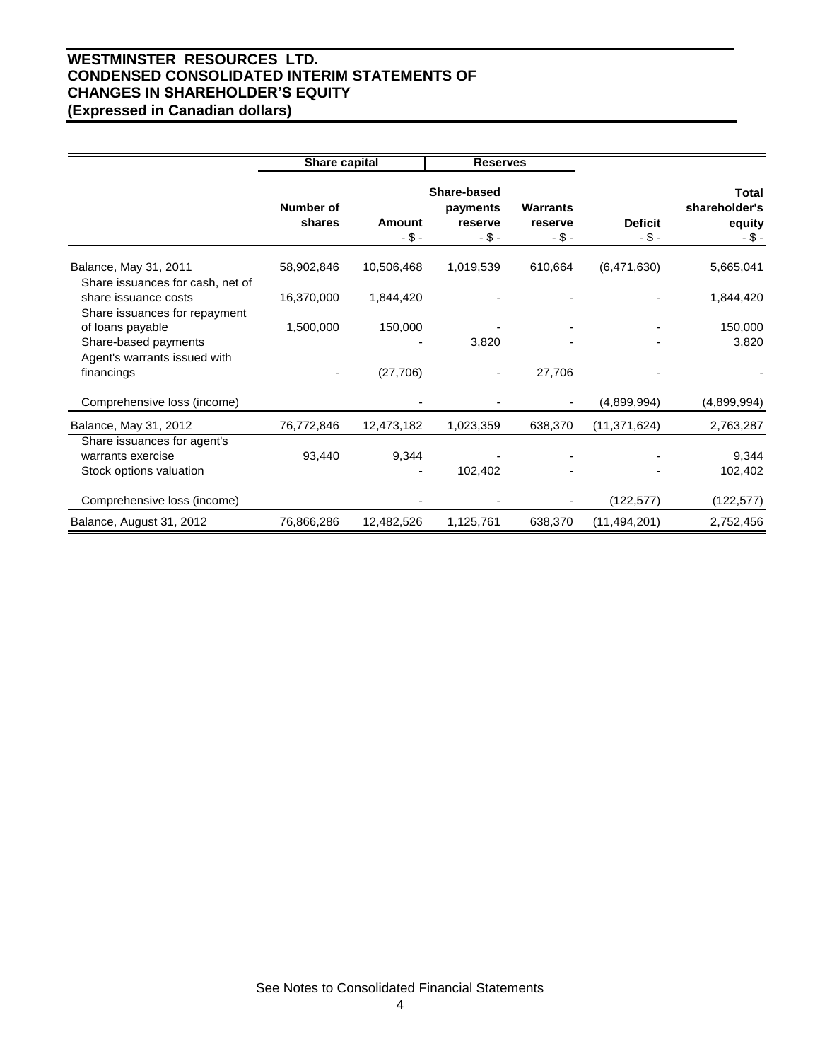# WESTMINSTER RESOURCES LTD.
# CONDENSED CONSOLIDATED INTERIM STATEMENTS OF CHANGES IN SHAREHOLDER'S EQUITY
## (Expressed in Canadian dollars)

| | Share capital | | Reserves | | | |
|---|---|---|---|---|---|---|
| | Number of shares | Amount - $ - | Share-based payments reserve - $ - | Warrants reserve - $ - | Deficit - $ - | Total shareholder's equity - $ - |
| Balance, May 31, 2011 | 58,902,846 | 10,506,468 | 1,019,539 | 610,664 | (6,471,630) | 5,665,041 |
| Share issuances for cash, net of share issuance costs | 16,370,000 | 1,844,420 | - | - | - | 1,844,420 |
| Share issuances for repayment of loans payable | 1,500,000 | 150,000 | - | - | - | 150,000 |
| Share-based payments | | - | 3,820 | - | - | 3,820 |
| Agent's warrants issued with financings | - | (27,706) | - | 27,706 | - | - |
| Comprehensive loss (income) | | - | - | - | (4,899,994) | (4,899,994) |
| Balance, May 31, 2012 | 76,772,846 | 12,473,182 | 1,023,359 | 638,370 | (11,371,624) | 2,763,287 |
| Share issuances for agent's warrants exercise | 93,440 | 9,344 | - | - | - | 9,344 |
| Stock options valuation | | - | 102,402 | - | - | 102,402 |
| Comprehensive loss (income) | | - | - | - | (122,577) | (122,577) |
| Balance, August 31, 2012 | 76,866,286 | 12,482,526 | 1,125,761 | 638,370 | (11,494,201) | 2,752,456 |

See Notes to Consolidated Financial Statements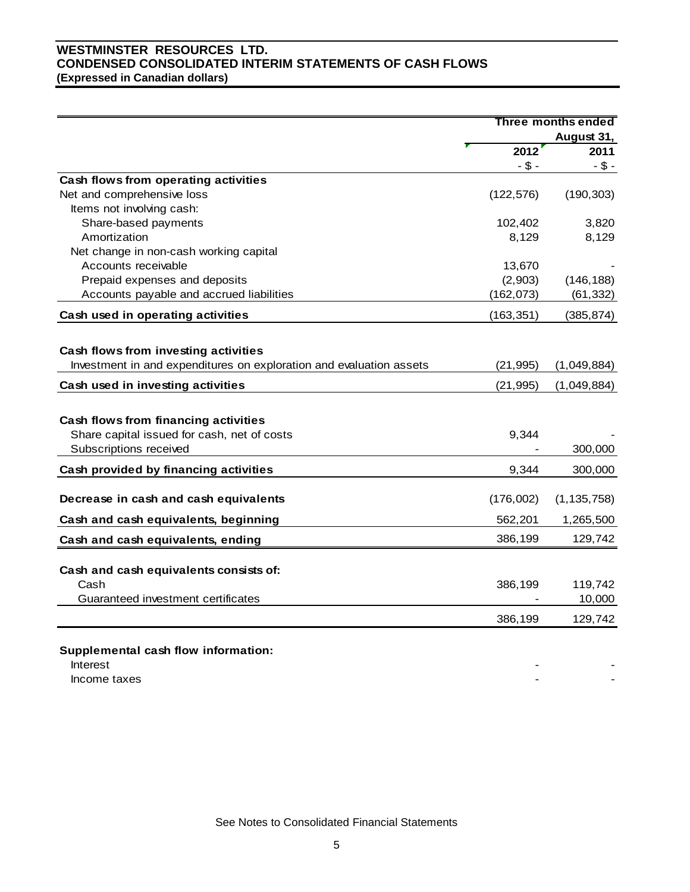**WESTMINSTER RESOURCES LTD.**
**CONDENSED CONSOLIDATED INTERIM STATEMENTS OF CASH FLOWS**
**(Expressed in Canadian dollars)**

| | Three months ended | |
|---|---|---|
| | August 31, | |
| | **2012** | **2011** |
| | - $ - | - $ - |
| **Cash flows from operating activities** | | |
| Net and comprehensive loss | (122,576) | (190,303) |
| Items not involving cash: | | |
| Share-based payments | 102,402 | 3,820 |
| Amortization | 8,129 | 8,129 |
| Net change in non-cash working capital | | |
| Accounts receivable | 13,670 | - |
| Prepaid expenses and deposits | (2,903) | (146,188) |
| Accounts payable and accrued liabilities | (162,073) | (61,332) |
| **Cash used in operating activities** | (163,351) | (385,874) |
| **Cash flows from investing activities** | | |
| Investment in and expenditures on exploration and evaluation assets | (21,995) | (1,049,884) |
| **Cash used in investing activities** | (21,995) | (1,049,884) |
| **Cash flows from financing activities** | | |
| Share capital issued for cash, net of costs | 9,344 | - |
| Subscriptions received | - | 300,000 |
| **Cash provided by financing activities** | 9,344 | 300,000 |
| **Decrease in cash and cash equivalents** | (176,002) | (1,135,758) |
| **Cash and cash equivalents, beginning** | 562,201 | 1,265,500 |
| **Cash and cash equivalents, ending** | 386,199 | 129,742 |
| **Cash and cash equivalents consists of:** | | |
| Cash | 386,199 | 119,742 |
| Guaranteed investment certificates | - | 10,000 |
| | 386,199 | 129,742 |
| **Supplemental cash flow information:** | | |
| Interest | - | - |
| Income taxes | - | - |

See Notes to Consolidated Financial Statements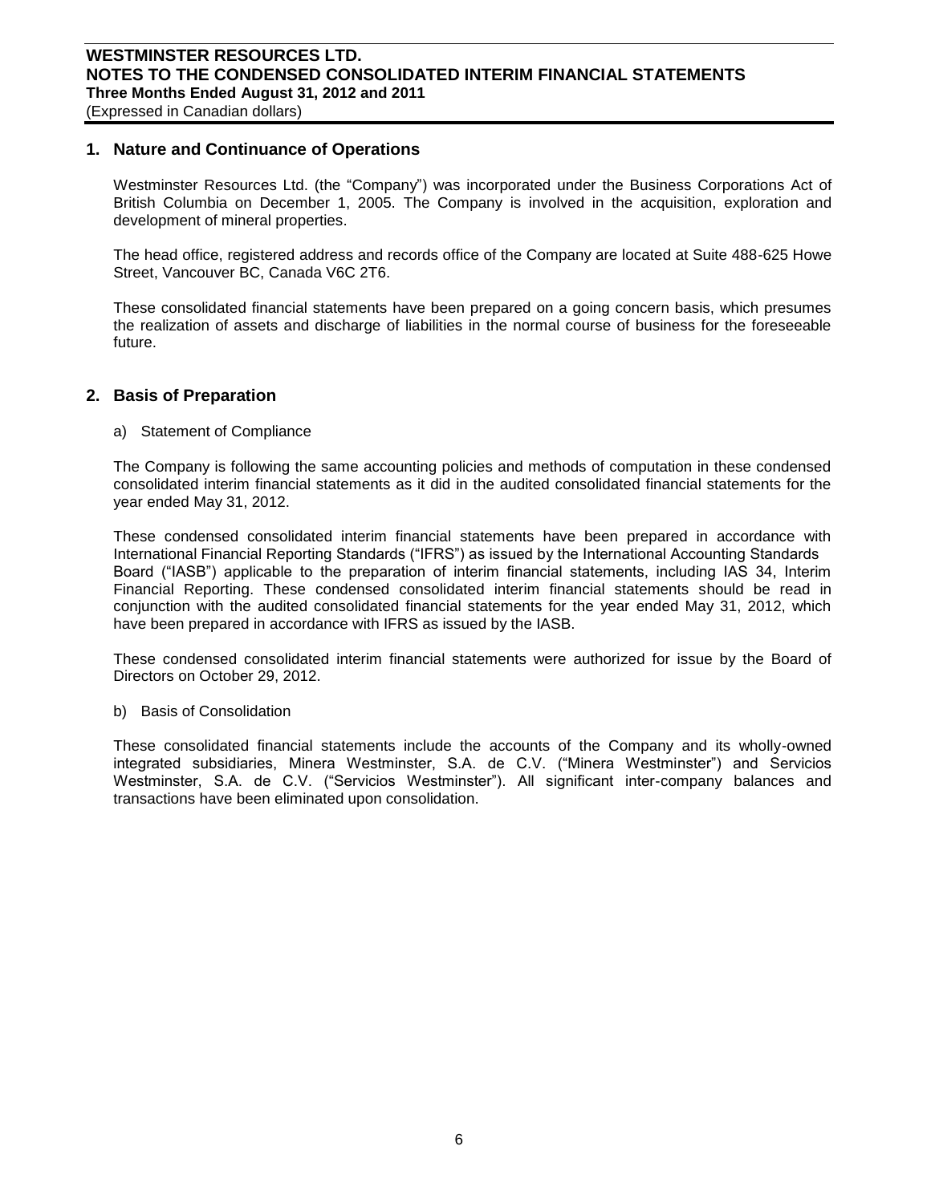## 1. Nature and Continuance of Operations

Westminster Resources Ltd. (the "Company") was incorporated under the Business Corporations Act of British Columbia on December 1, 2005. The Company is involved in the acquisition, exploration and development of mineral properties.

The head office, registered address and records office of the Company are located at Suite 488-625 Howe Street, Vancouver BC, Canada V6C 2T6.

These consolidated financial statements have been prepared on a going concern basis, which presumes the realization of assets and discharge of liabilities in the normal course of business for the foreseeable future.

## 2. Basis of Preparation

a) Statement of Compliance

The Company is following the same accounting policies and methods of computation in these condensed consolidated interim financial statements as it did in the audited consolidated financial statements for the year ended May 31, 2012.

These condensed consolidated interim financial statements have been prepared in accordance with International Financial Reporting Standards ("IFRS") as issued by the International Accounting Standards Board ("IASB") applicable to the preparation of interim financial statements, including IAS 34, Interim Financial Reporting. These condensed consolidated interim financial statements should be read in conjunction with the audited consolidated financial statements for the year ended May 31, 2012, which have been prepared in accordance with IFRS as issued by the IASB.

These condensed consolidated interim financial statements were authorized for issue by the Board of Directors on October 29, 2012.

b) Basis of Consolidation

These consolidated financial statements include the accounts of the Company and its wholly-owned integrated subsidiaries, Minera Westminster, S.A. de C.V. ("Minera Westminster") and Servicios Westminster, S.A. de C.V. ("Servicios Westminster"). All significant inter-company balances and transactions have been eliminated upon consolidation.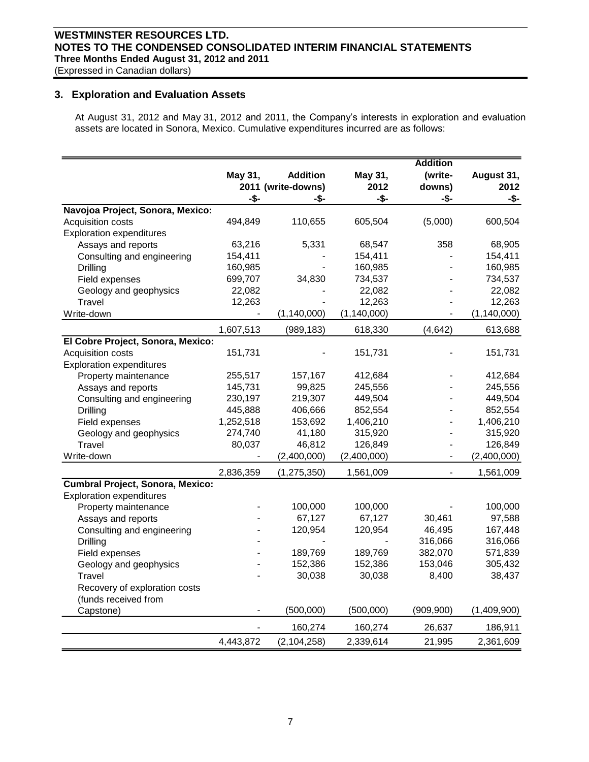## 3. Exploration and Evaluation Assets

At August 31, 2012 and May 31, 2012 and 2011, the Company's interests in exploration and evaluation assets are located in Sonora, Mexico. Cumulative expenditures incurred are as follows:

| | May 31, 2011 | Addition (write-downs) | May 31, 2012 | Addition (write-downs) | August 31, 2012 |
|---|---|---|---|---|---|
| | -$- | -$- | -$- | -$- | -$- |
| **Navojoa Project, Sonora, Mexico:** | | | | | |
| Acquisition costs | 494,849 | 110,655 | 605,504 | (5,000) | 600,504 |
| Exploration expenditures | | | | | |
| Assays and reports | 63,216 | 5,331 | 68,547 | 358 | 68,905 |
| Consulting and engineering | 154,411 | - | 154,411 | - | 154,411 |
| Drilling | 160,985 | - | 160,985 | - | 160,985 |
| Field expenses | 699,707 | 34,830 | 734,537 | - | 734,537 |
| Geology and geophysics | 22,082 | - | 22,082 | - | 22,082 |
| Travel | 12,263 | - | 12,263 | - | 12,263 |
| Write-down | - | (1,140,000) | (1,140,000) | - | (1,140,000) |
| | 1,607,513 | (989,183) | 618,330 | (4,642) | 613,688 |
| **El Cobre Project, Sonora, Mexico:** | | | | | |
| Acquisition costs | 151,731 | - | 151,731 | - | 151,731 |
| Exploration expenditures | | | | | |
| Property maintenance | 255,517 | 157,167 | 412,684 | - | 412,684 |
| Assays and reports | 145,731 | 99,825 | 245,556 | - | 245,556 |
| Consulting and engineering | 230,197 | 219,307 | 449,504 | - | 449,504 |
| Drilling | 445,888 | 406,666 | 852,554 | - | 852,554 |
| Field expenses | 1,252,518 | 153,692 | 1,406,210 | - | 1,406,210 |
| Geology and geophysics | 274,740 | 41,180 | 315,920 | - | 315,920 |
| Travel | 80,037 | 46,812 | 126,849 | - | 126,849 |
| Write-down | - | (2,400,000) | (2,400,000) | - | (2,400,000) |
| | 2,836,359 | (1,275,350) | 1,561,009 | - | 1,561,009 |
| **Cumbral Project, Sonora, Mexico:** | | | | | |
| Exploration expenditures | | | | | |
| Property maintenance | - | 100,000 | 100,000 | - | 100,000 |
| Assays and reports | - | 67,127 | 67,127 | 30,461 | 97,588 |
| Consulting and engineering | - | 120,954 | 120,954 | 46,495 | 167,448 |
| Drilling | - | - | - | 316,066 | 316,066 |
| Field expenses | - | 189,769 | 189,769 | 382,070 | 571,839 |
| Geology and geophysics | - | 152,386 | 152,386 | 153,046 | 305,432 |
| Travel | - | 30,038 | 30,038 | 8,400 | 38,437 |
| Recovery of exploration costs (funds received from Capstone) | - | (500,000) | (500,000) | (909,900) | (1,409,900) |
| | - | 160,274 | 160,274 | 26,637 | 186,911 |
| | 4,443,872 | (2,104,258) | 2,339,614 | 21,995 | 2,361,609 |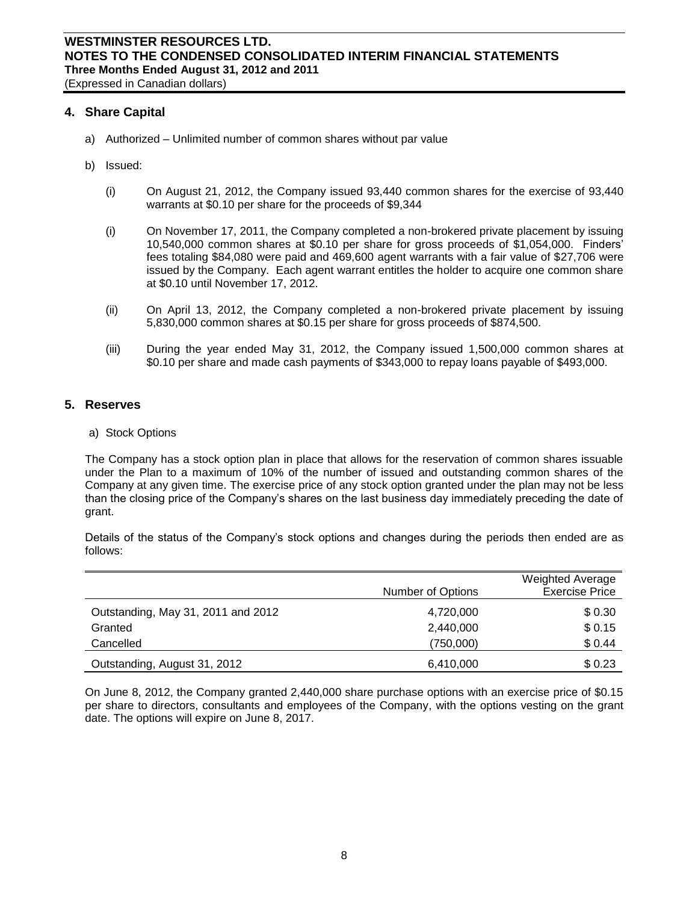## 4. Share Capital

a) Authorized – Unlimited number of common shares without par value

b) Issued:

(i) On August 21, 2012, the Company issued 93,440 common shares for the exercise of 93,440 warrants at $0.10 per share for the proceeds of $9,344

(i) On November 17, 2011, the Company completed a non-brokered private placement by issuing 10,540,000 common shares at $0.10 per share for gross proceeds of $1,054,000. Finders' fees totaling $84,080 were paid and 469,600 agent warrants with a fair value of $27,706 were issued by the Company. Each agent warrant entitles the holder to acquire one common share at $0.10 until November 17, 2012.

(ii) On April 13, 2012, the Company completed a non-brokered private placement by issuing 5,830,000 common shares at $0.15 per share for gross proceeds of $874,500.

(iii) During the year ended May 31, 2012, the Company issued 1,500,000 common shares at $0.10 per share and made cash payments of $343,000 to repay loans payable of $493,000.

## 5. Reserves

a) Stock Options

The Company has a stock option plan in place that allows for the reservation of common shares issuable under the Plan to a maximum of 10% of the number of issued and outstanding common shares of the Company at any given time. The exercise price of any stock option granted under the plan may not be less than the closing price of the Company's shares on the last business day immediately preceding the date of grant.

Details of the status of the Company's stock options and changes during the periods then ended are as follows:

| | Number of Options | Weighted Average Exercise Price |
|---|---|---|
| Outstanding, May 31, 2011 and 2012 | 4,720,000 | $ 0.30 |
| Granted | 2,440,000 | $ 0.15 |
| Cancelled | (750,000) | $ 0.44 |
| Outstanding, August 31, 2012 | 6,410,000 | $ 0.23 |

On June 8, 2012, the Company granted 2,440,000 share purchase options with an exercise price of $0.15 per share to directors, consultants and employees of the Company, with the options vesting on the grant date. The options will expire on June 8, 2017.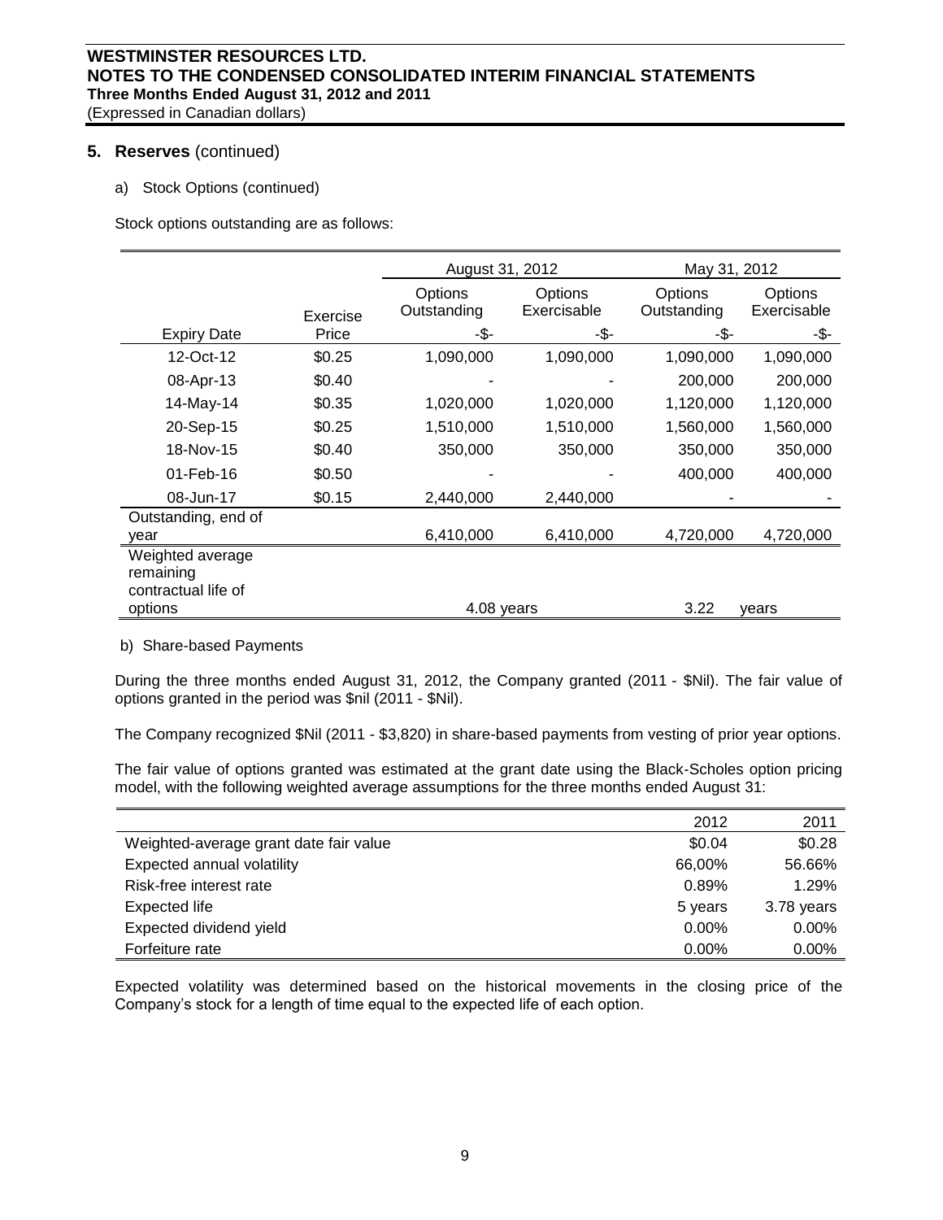## 5. Reserves (continued)

a) Stock Options (continued)

Stock options outstanding are as follows:

| | | August 31, 2012 | | May 31, 2012 | |
|---|---|---|---|---|---|
| Expiry Date | Exercise Price | Options Outstanding -$- | Options Exercisable -$- | Options Outstanding -$- | Options Exercisable -$- |
| 12-Oct-12 | $0.25 | 1,090,000 | 1,090,000 | 1,090,000 | 1,090,000 |
| 08-Apr-13 | $0.40 | - | - | 200,000 | 200,000 |
| 14-May-14 | $0.35 | 1,020,000 | 1,020,000 | 1,120,000 | 1,120,000 |
| 20-Sep-15 | $0.25 | 1,510,000 | 1,510,000 | 1,560,000 | 1,560,000 |
| 18-Nov-15 | $0.40 | 350,000 | 350,000 | 350,000 | 350,000 |
| 01-Feb-16 | $0.50 | - | - | 400,000 | 400,000 |
| 08-Jun-17 | $0.15 | 2,440,000 | 2,440,000 | - | - |
| Outstanding, end of year | | 6,410,000 | 6,410,000 | 4,720,000 | 4,720,000 |
| Weighted average remaining contractual life of options | | 4.08 years | | 3.22 | years |

b) Share-based Payments

During the three months ended August 31, 2012, the Company granted (2011 - $Nil). The fair value of options granted in the period was $nil (2011 - $Nil).

The Company recognized $Nil (2011 - $3,820) in share-based payments from vesting of prior year options.

The fair value of options granted was estimated at the grant date using the Black-Scholes option pricing model, with the following weighted average assumptions for the three months ended August 31:

| | 2012 | 2011 |
|---|---|---|
| Weighted-average grant date fair value | $0.04 | $0.28 |
| Expected annual volatility | 66,00% | 56.66% |
| Risk-free interest rate | 0.89% | 1.29% |
| Expected life | 5 years | 3.78 years |
| Expected dividend yield | 0.00% | 0.00% |
| Forfeiture rate | 0.00% | 0.00% |

Expected volatility was determined based on the historical movements in the closing price of the Company's stock for a length of time equal to the expected life of each option.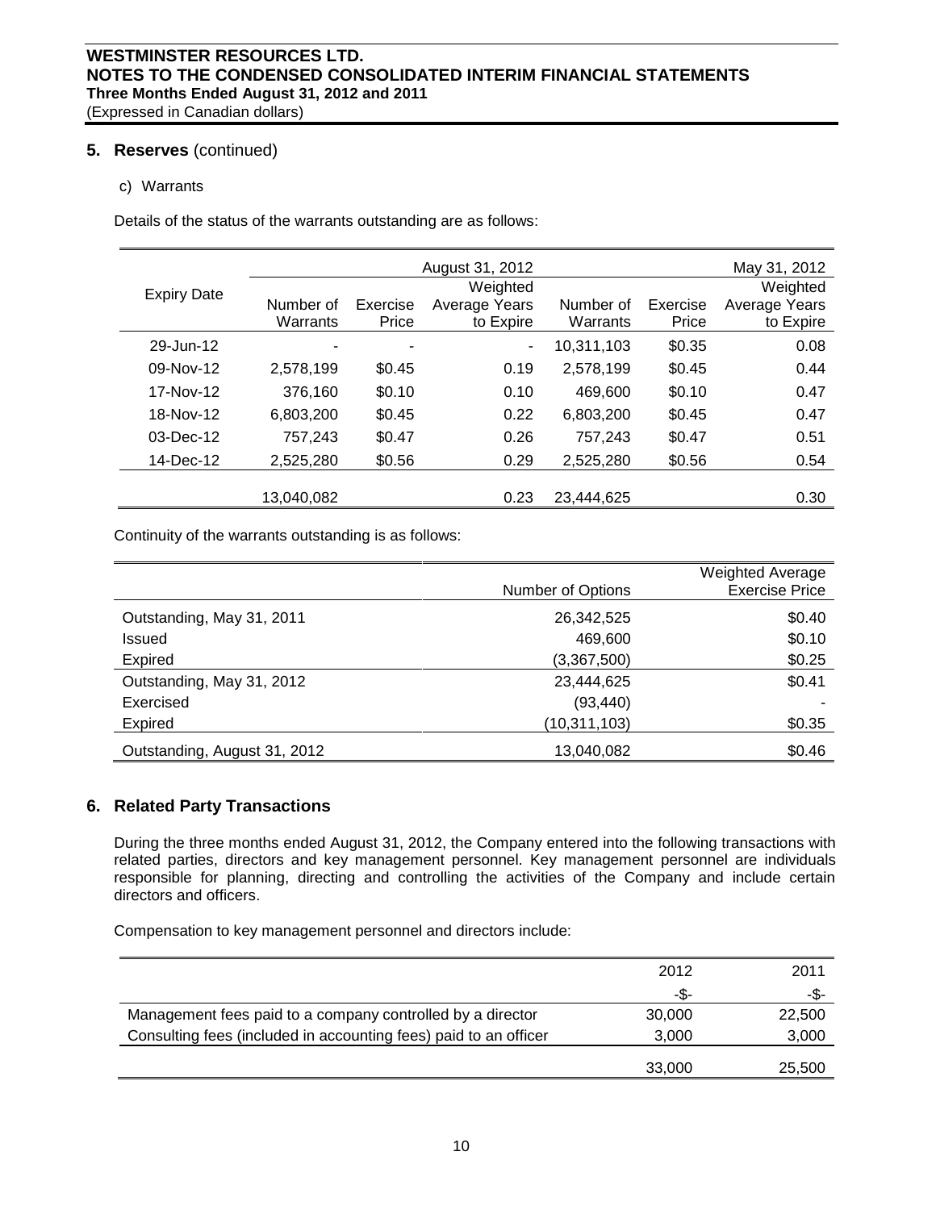## 5. Reserves (continued)

c) Warrants

Details of the status of the warrants outstanding are as follows:

| Expiry Date | August 31, 2012 | | | May 31, 2012 | | |
|---|---|---|---|---|---|---|
| | Number of Warrants | Exercise Price | Weighted Average Years to Expire | Number of Warrants | Exercise Price | Weighted Average Years to Expire |
| 29-Jun-12 | - | - | - | 10,311,103 | $0.35 | 0.08 |
| 09-Nov-12 | 2,578,199 | $0.45 | 0.19 | 2,578,199 | $0.45 | 0.44 |
| 17-Nov-12 | 376,160 | $0.10 | 0.10 | 469,600 | $0.10 | 0.47 |
| 18-Nov-12 | 6,803,200 | $0.45 | 0.22 | 6,803,200 | $0.45 | 0.47 |
| 03-Dec-12 | 757,243 | $0.47 | 0.26 | 757,243 | $0.47 | 0.51 |
| 14-Dec-12 | 2,525,280 | $0.56 | 0.29 | 2,525,280 | $0.56 | 0.54 |
| | 13,040,082 | | 0.23 | 23,444,625 | | 0.30 |

Continuity of the warrants outstanding is as follows:

| | Number of Options | Weighted Average Exercise Price |
|---|---|---|
| Outstanding, May 31, 2011 | 26,342,525 | $0.40 |
| Issued | 469,600 | $0.10 |
| Expired | (3,367,500) | $0.25 |
| Outstanding, May 31, 2012 | 23,444,625 | $0.41 |
| Exercised | (93,440) | - |
| Expired | (10,311,103) | $0.35 |
| Outstanding, August 31, 2012 | 13,040,082 | $0.46 |

## 6. Related Party Transactions

During the three months ended August 31, 2012, the Company entered into the following transactions with related parties, directors and key management personnel. Key management personnel are individuals responsible for planning, directing and controlling the activities of the Company and include certain directors and officers.

Compensation to key management personnel and directors include:

| | 2012 | 2011 |
|---|---|---|
| | -$- | -$- |
| Management fees paid to a company controlled by a director | 30,000 | 22,500 |
| Consulting fees (included in accounting fees) paid to an officer | 3,000 | 3,000 |
| | 33,000 | 25,500 |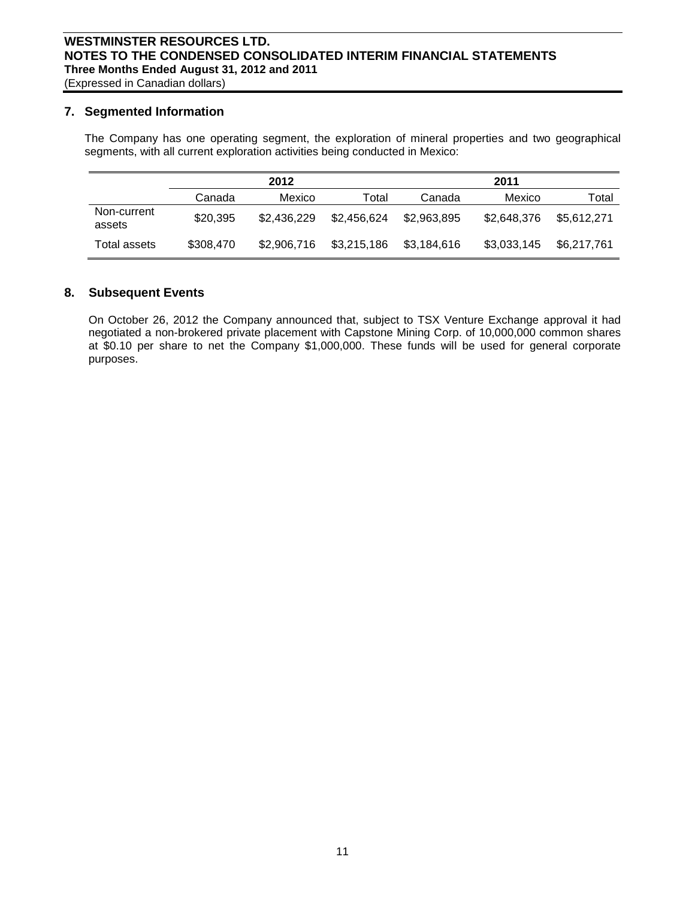## 7. Segmented Information

The Company has one operating segment, the exploration of mineral properties and two geographical segments, with all current exploration activities being conducted in Mexico:

| | 2012 | | | 2011 | | |
|---|---|---|---|---|---|---|
| | Canada | Mexico | Total | Canada | Mexico | Total |
| Non-current assets | $20,395 | $2,436,229 | $2,456,624 | $2,963,895 | $2,648,376 | $5,612,271 |
| Total assets | $308,470 | $2,906,716 | $3,215,186 | $3,184,616 | $3,033,145 | $6,217,761 |

## 8. Subsequent Events

On October 26, 2012 the Company announced that, subject to TSX Venture Exchange approval it had negotiated a non-brokered private placement with Capstone Mining Corp. of 10,000,000 common shares at $0.10 per share to net the Company $1,000,000. These funds will be used for general corporate purposes.